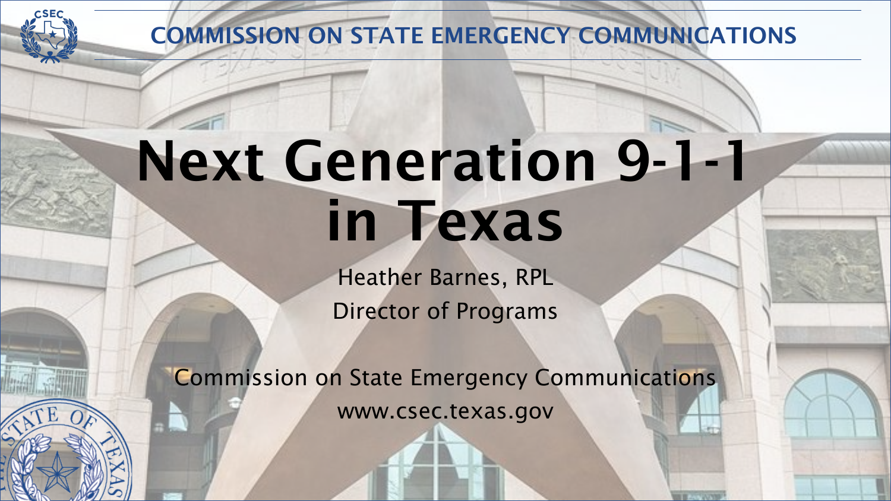COMMISSION ON STATE EMERGENCY COMMUNICATIONS

# Next Generation 9-1-1 in Texas

Heather Barnes, RPL

Director of Programs

Commission on State Emergency Communications

www.csec.texas.gov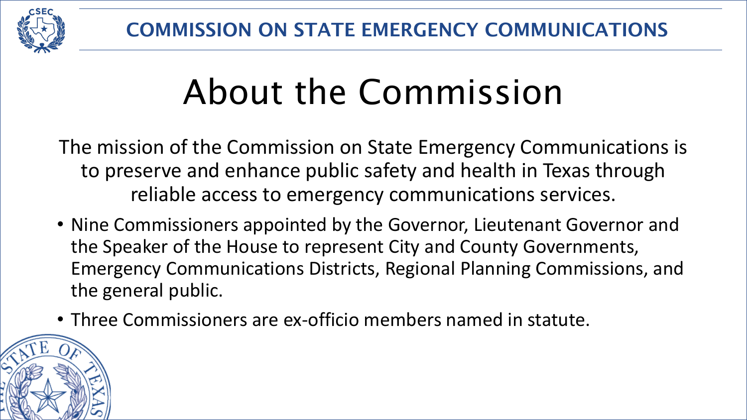# About the Commission

The mission of the Commission on State Emergency Communications is to preserve and enhance public safety and health in Texas through reliable access to emergency communications services.

- Nine Commissioners appointed by the Governor, Lieutenant Governor and the Speaker of the House to represent City and County Governments, Emergency Communications Districts, Regional Planning Commissions, and the general public.
- Three Commissioners are ex-officio members named in statute.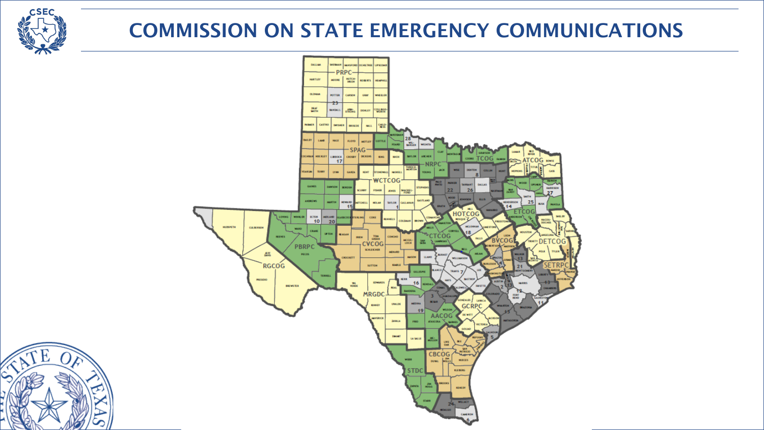# COMMISSION ON STATE EMERGENCY COMMUNICATIONS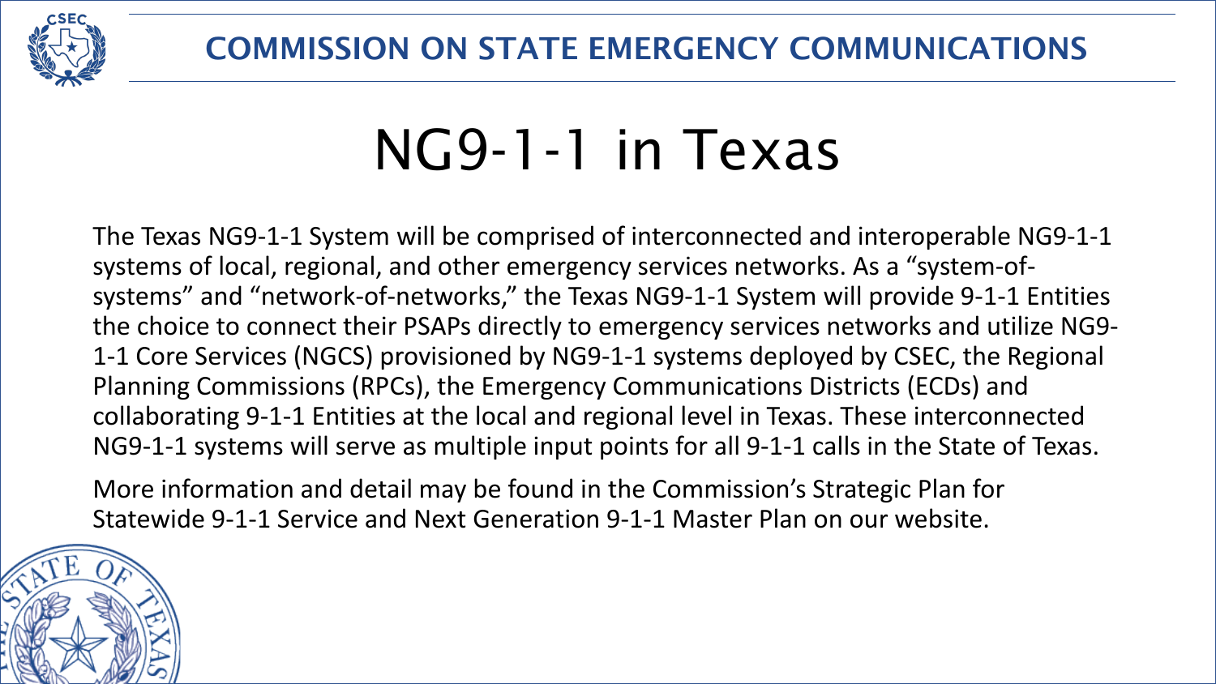COMMISSION ON STATE EMERGENCY COMMUNICATIONS

# NG9-1-1 in Texas

The Texas NG9-1-1 System will be comprised of interconnected and interoperable NG9-1-1 systems of local, regional, and other emergency services networks. As a "system-of-systems" and "network-of-networks," the Texas NG9-1-1 System will provide 9-1-1 Entities the choice to connect their PSAPs directly to emergency services networks and utilize NG9-1-1 Core Services (NGCS) provisioned by NG9-1-1 systems deployed by CSEC, the Regional Planning Commissions (RPCs), the Emergency Communications Districts (ECDs) and collaborating 9-1-1 Entities at the local and regional level in Texas. These interconnected NG9-1-1 systems will serve as multiple input points for all 9-1-1 calls in the State of Texas.

More information and detail may be found in the Commission's Strategic Plan for Statewide 9-1-1 Service and Next Generation 9-1-1 Master Plan on our website.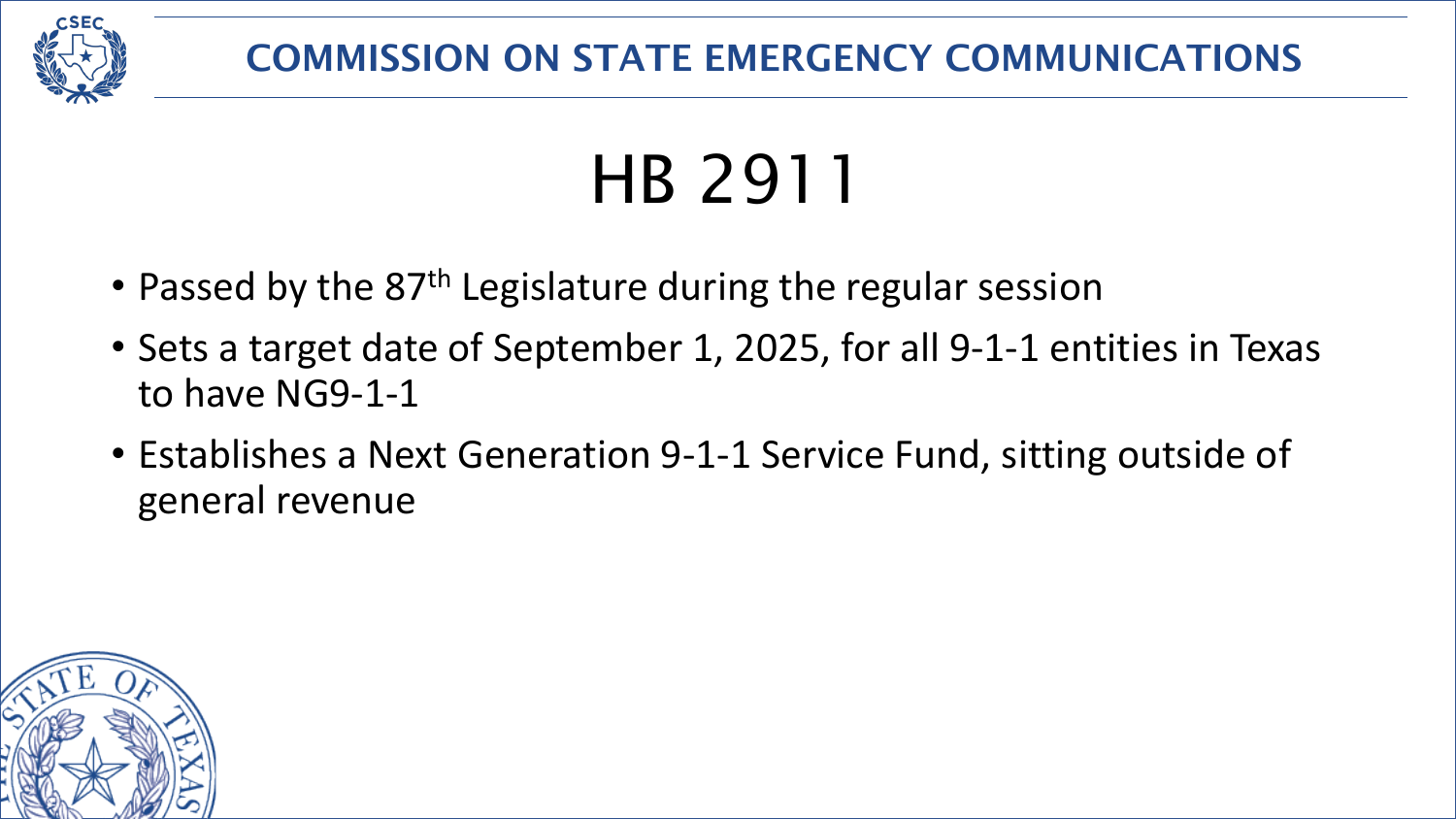# HB 2911

- Passed by the 87th Legislature during the regular session
- Sets a target date of September 1, 2025, for all 9-1-1 entities in Texas to have NG9-1-1
- Establishes a Next Generation 9-1-1 Service Fund, sitting outside of general revenue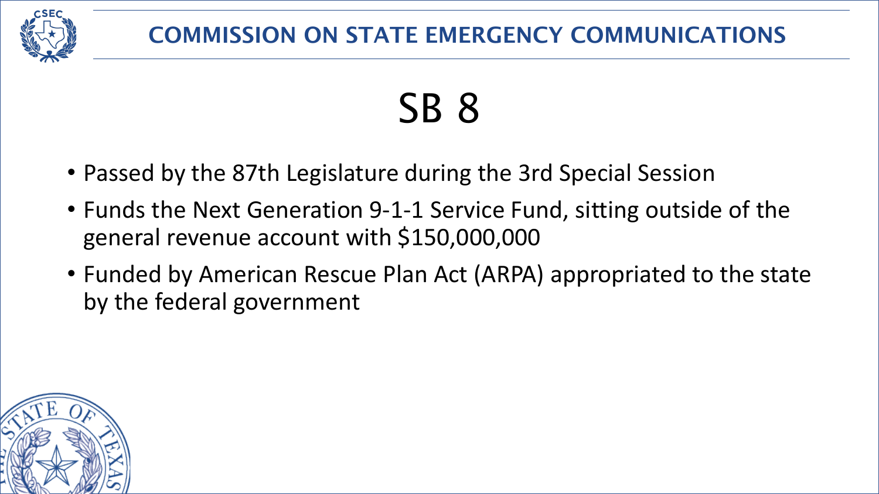# SB 8

- Passed by the 87th Legislature during the 3rd Special Session
- Funds the Next Generation 9-1-1 Service Fund, sitting outside of the general revenue account with $150,000,000
- Funded by American Rescue Plan Act (ARPA) appropriated to the state by the federal government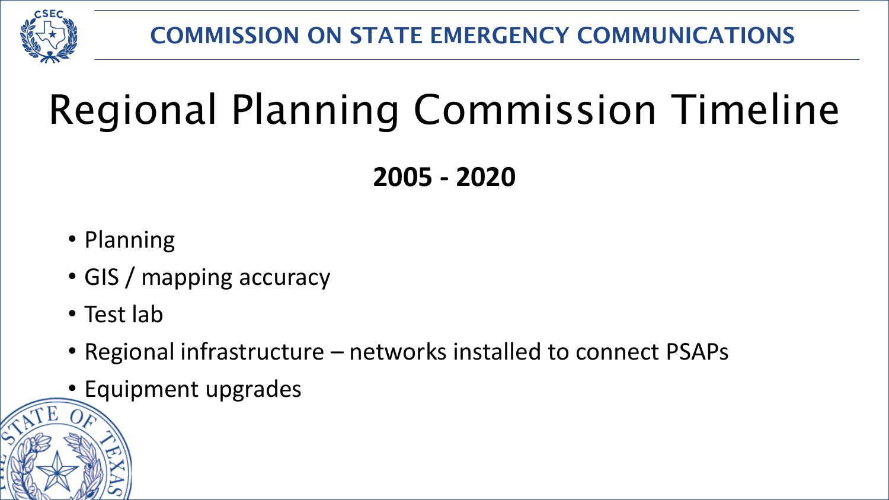# Regional Planning Commission Timeline

## 2005 - 2020

- Planning
- GIS / mapping accuracy
- Test lab
- Regional infrastructure – networks installed to connect PSAPs
- Equipment upgrades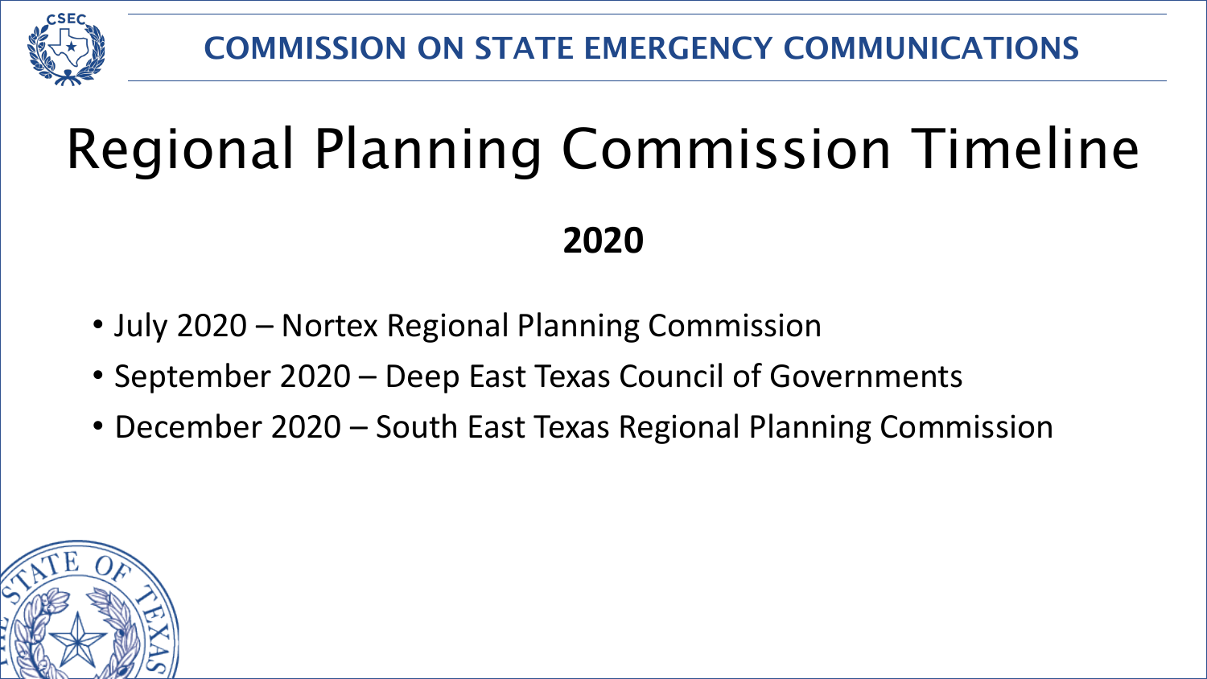# Regional Planning Commission Timeline

## 2020

- July 2020 – Nortex Regional Planning Commission
- September 2020 – Deep East Texas Council of Governments
- December 2020 – South East Texas Regional Planning Commission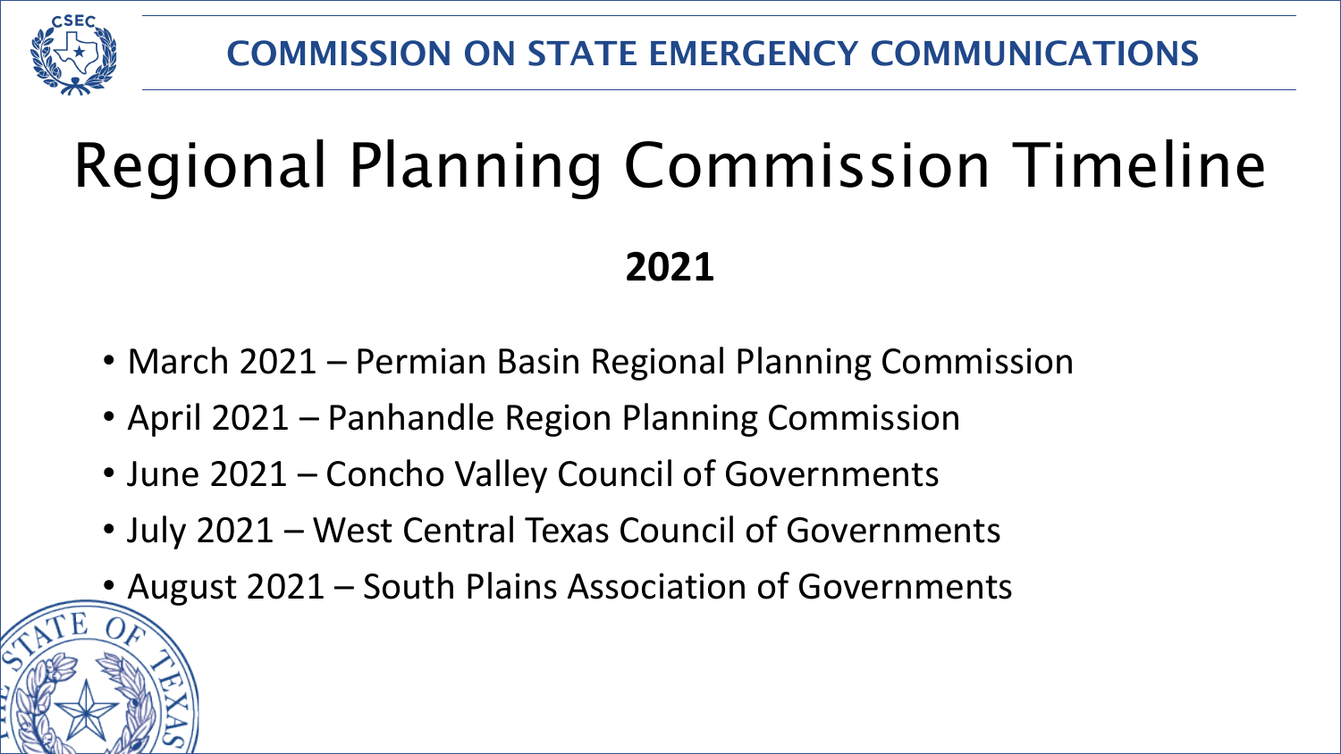COMMISSION ON STATE EMERGENCY COMMUNICATIONS

# Regional Planning Commission Timeline

## 2021

- March 2021 – Permian Basin Regional Planning Commission
- April 2021 – Panhandle Region Planning Commission
- June 2021 – Concho Valley Council of Governments
- July 2021 – West Central Texas Council of Governments
- August 2021 – South Plains Association of Governments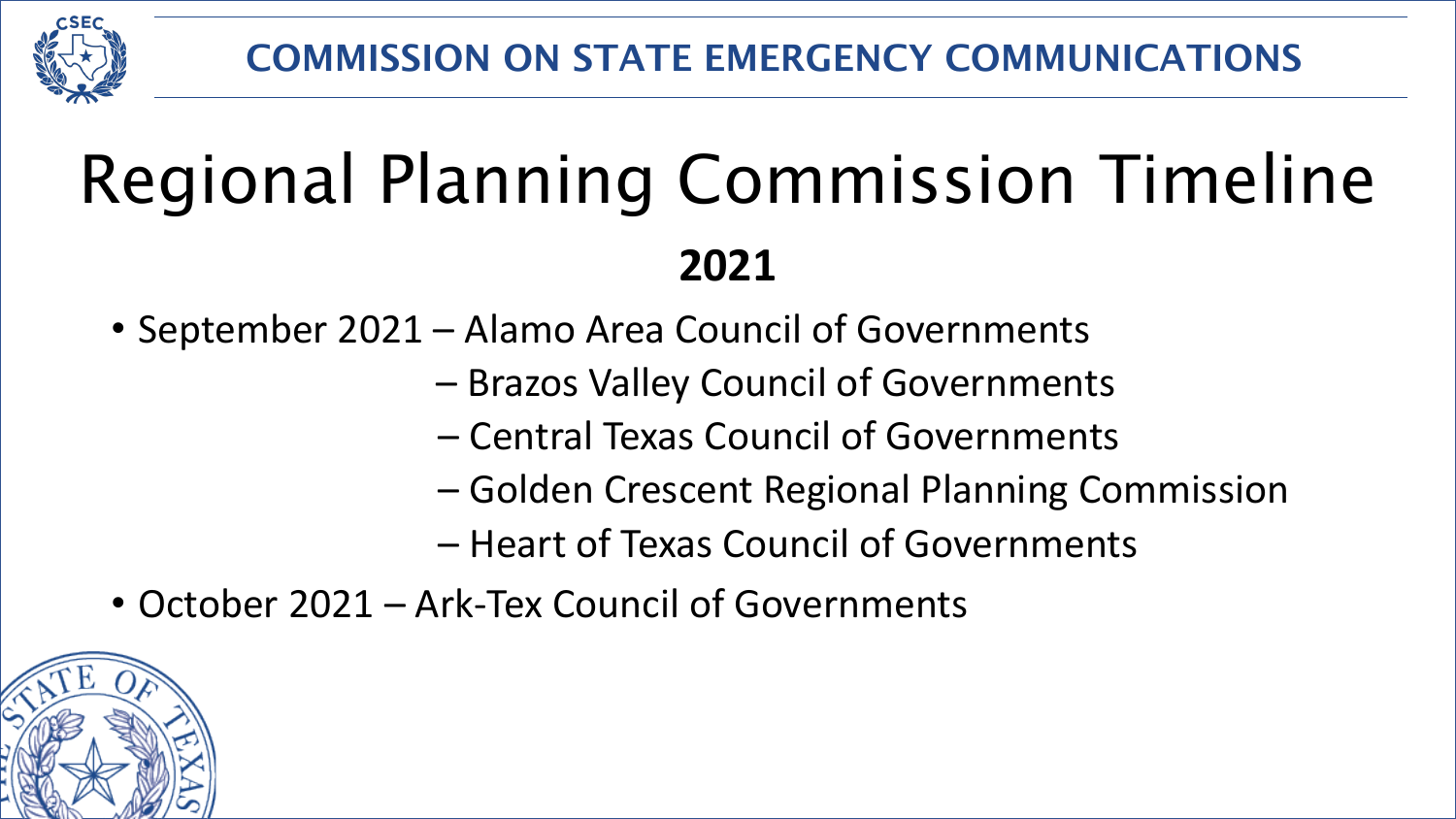# Regional Planning Commission Timeline

## 2021

- September 2021 – Alamo Area Council of Governments
  - – Brazos Valley Council of Governments
  - – Central Texas Council of Governments
  - – Golden Crescent Regional Planning Commission
  - – Heart of Texas Council of Governments
- October 2021 – Ark-Tex Council of Governments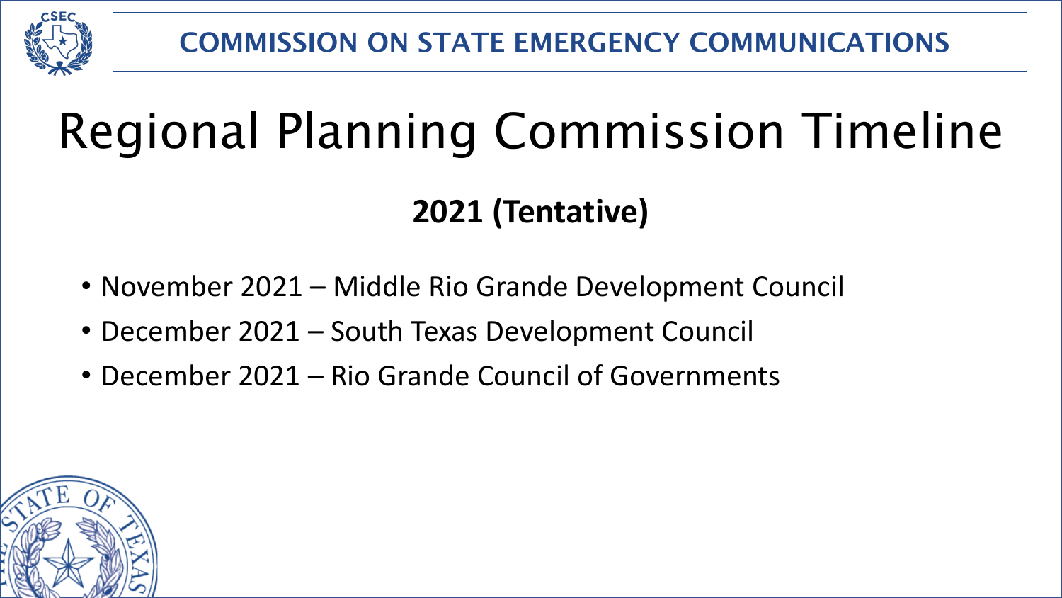# Regional Planning Commission Timeline

## 2021 (Tentative)

- November 2021 – Middle Rio Grande Development Council
- December 2021 – South Texas Development Council
- December 2021 – Rio Grande Council of Governments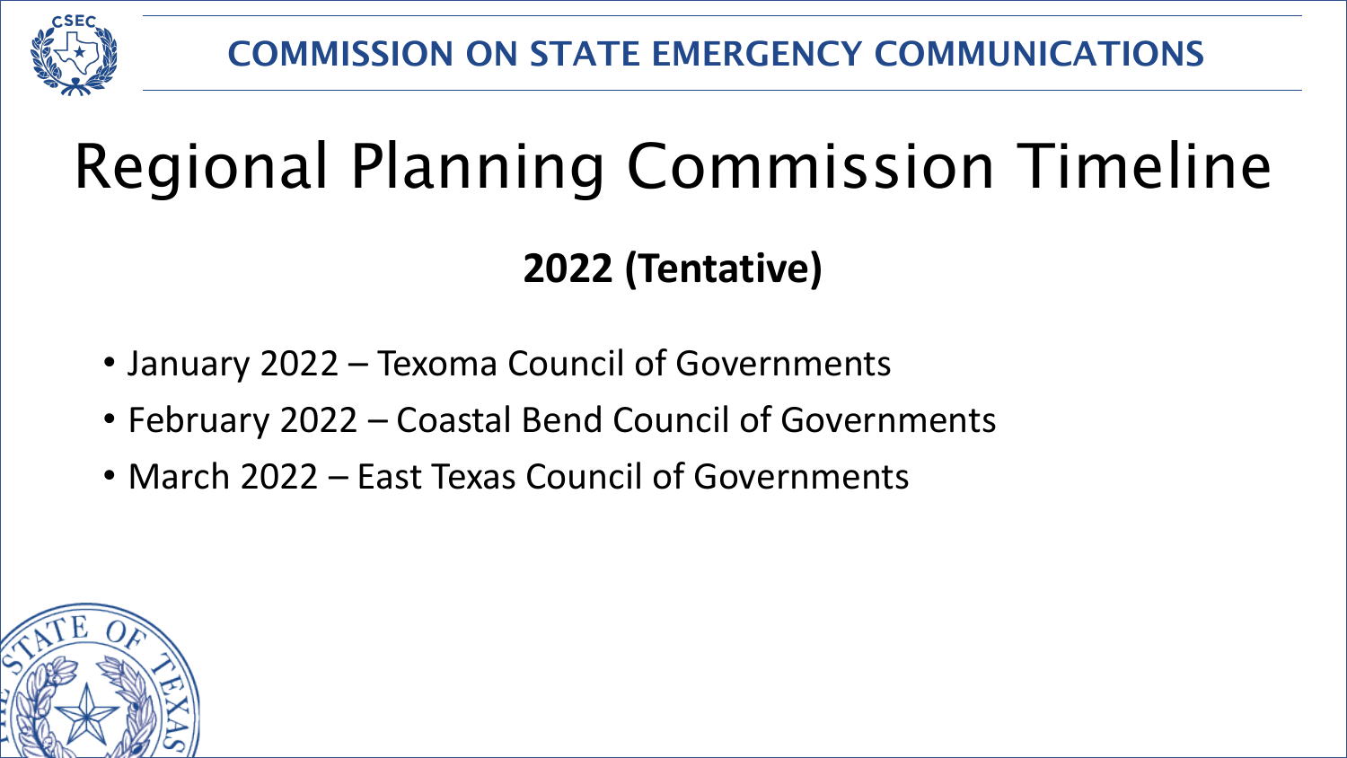COMMISSION ON STATE EMERGENCY COMMUNICATIONS

# Regional Planning Commission Timeline

## 2022 (Tentative)

- January 2022 – Texoma Council of Governments
- February 2022 – Coastal Bend Council of Governments
- March 2022 – East Texas Council of Governments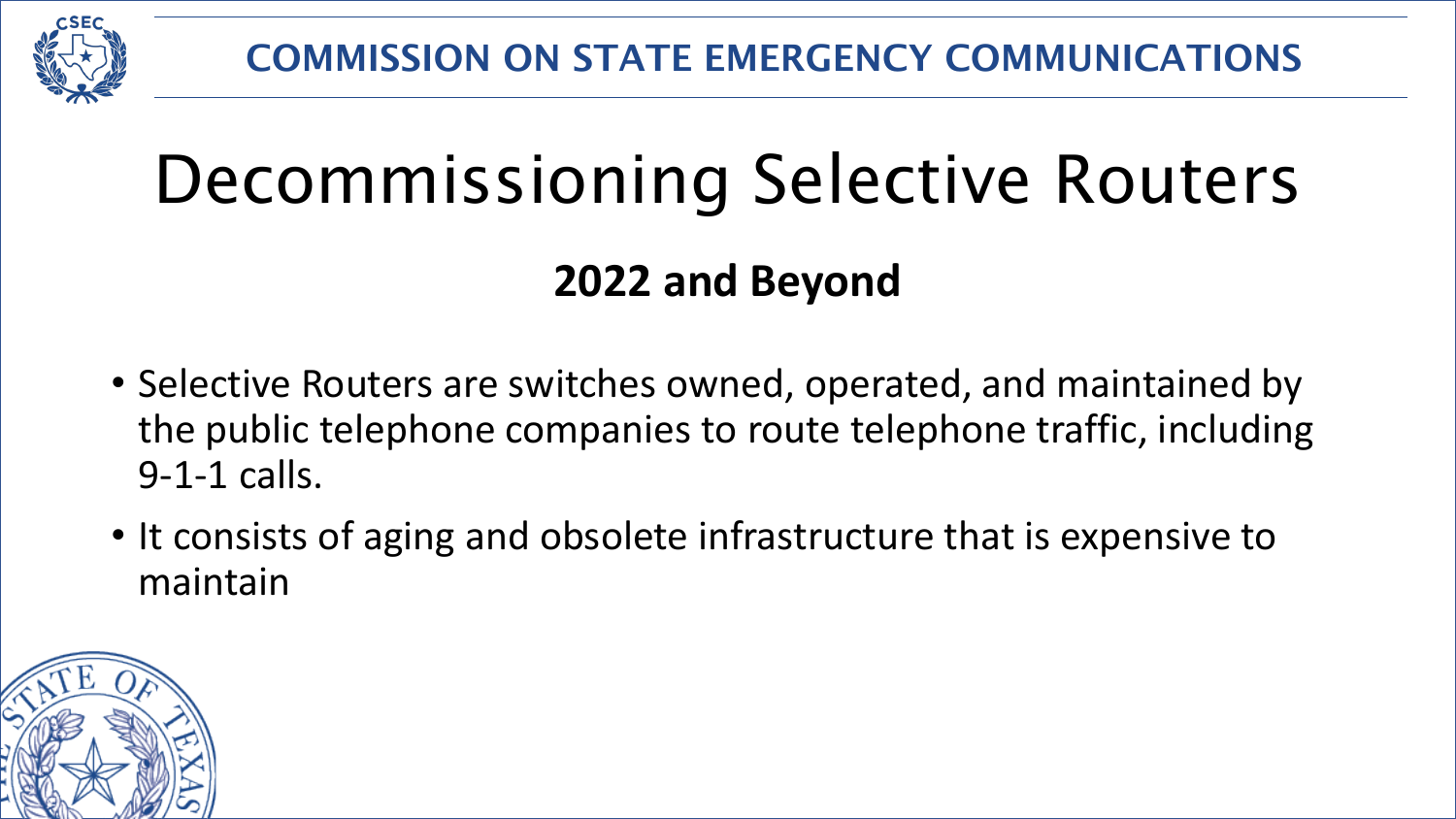# Decommissioning Selective Routers

## 2022 and Beyond

- Selective Routers are switches owned, operated, and maintained by the public telephone companies to route telephone traffic, including 9-1-1 calls.
- It consists of aging and obsolete infrastructure that is expensive to maintain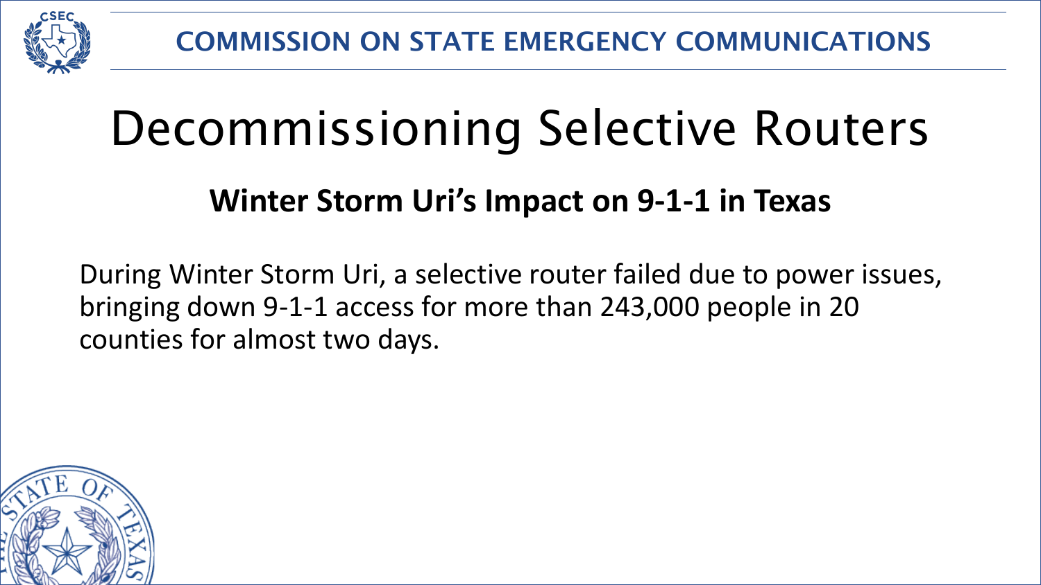# Decommissioning Selective Routers

## Winter Storm Uri's Impact on 9-1-1 in Texas

During Winter Storm Uri, a selective router failed due to power issues, bringing down 9-1-1 access for more than 243,000 people in 20 counties for almost two days.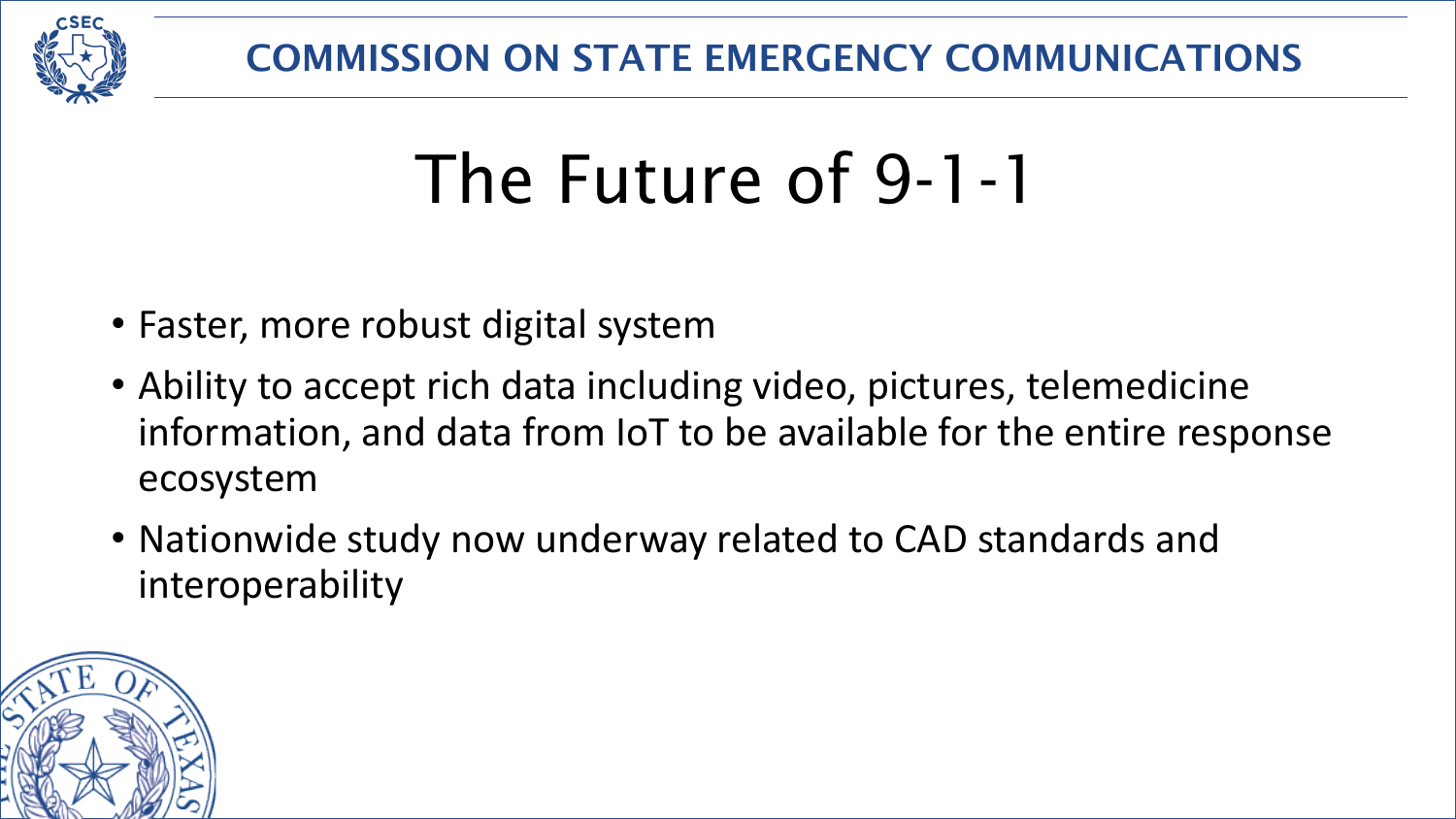# The Future of 9-1-1

- Faster, more robust digital system
- Ability to accept rich data including video, pictures, telemedicine information, and data from IoT to be available for the entire response ecosystem
- Nationwide study now underway related to CAD standards and interoperability